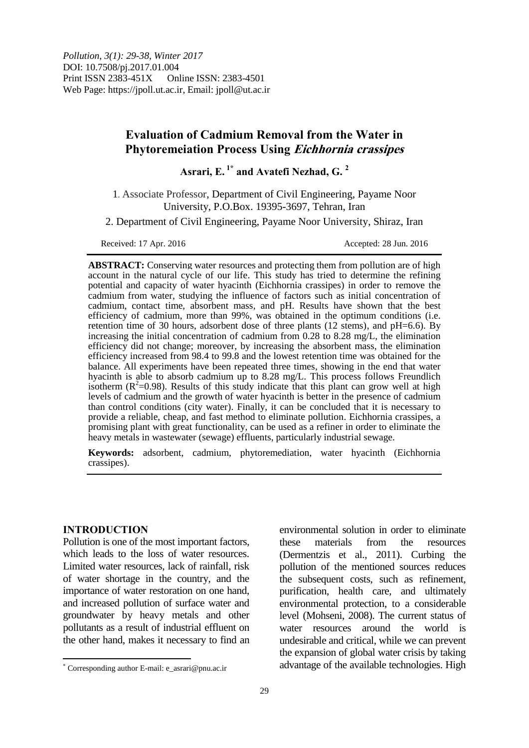# Evaluation of Cadmium Removal from the Water in Phytoremeiation Process Using *Eichhornia crassipes*

**Asrari, E.** [1*] **and Avatefi Nezhad, G.** [2]

1. Associate Professor, Department of Civil Engineering, Payame Noor University, P.O.Box. 19395-3697, Tehran, Iran

2. Department of Civil Engineering, Payame Noor University, Shiraz, Iran

Received: 17 Apr. 2016 Accepted: 28 Jun. 2016

**ABSTRACT:** Conserving water resources and protecting them from pollution are of high account in the natural cycle of our life. This study has tried to determine the refining potential and capacity of water hyacinth (Eichhornia crassipes) in order to remove the cadmium from water, studying the influence of factors such as initial concentration of cadmium, contact time, absorbent mass, and pH. Results have shown that the best efficiency of cadmium, more than 99%, was obtained in the optimum conditions (i.e. retention time of 30 hours, adsorbent dose of three plants (12 stems), and pH=6.6). By increasing the initial concentration of cadmium from 0.28 to 8.28 mg/L, the elimination efficiency did not change; moreover, by increasing the absorbent mass, the elimination efficiency increased from 98.4 to 99.8 and the lowest retention time was obtained for the balance. All experiments have been repeated three times, showing in the end that water hyacinth is able to absorb cadmium up to 8.28 mg/L. This process follows Freundlich isotherm ($R^2$=0.98). Results of this study indicate that this plant can grow well at high levels of cadmium and the growth of water hyacinth is better in the presence of cadmium than control conditions (city water). Finally, it can be concluded that it is necessary to provide a reliable, cheap, and fast method to eliminate pollution. Eichhornia crassipes, a promising plant with great functionality, can be used as a refiner in order to eliminate the heavy metals in wastewater (sewage) effluents, particularly industrial sewage.

**Keywords:** adsorbent, cadmium, phytoremediation, water hyacinth (Eichhornia crassipes).

## INTRODUCTION

Pollution is one of the most important factors, which leads to the loss of water resources. Limited water resources, lack of rainfall, risk of water shortage in the country, and the importance of water restoration on one hand, and increased pollution of surface water and groundwater by heavy metals and other pollutants as a result of industrial effluent on the other hand, makes it necessary to find an environmental solution in order to eliminate these materials from the resources (Dermentzis et al., 2011). Curbing the pollution of the mentioned sources reduces the subsequent costs, such as refinement, purification, health care, and ultimately environmental protection, to a considerable level (Mohseni, 2008). The current status of water resources around the world is undesirable and critical, while we can prevent the expansion of global water crisis by taking advantage of the available technologies. High

[*] Corresponding author E-mail: e_asrari@pnu.ac.ir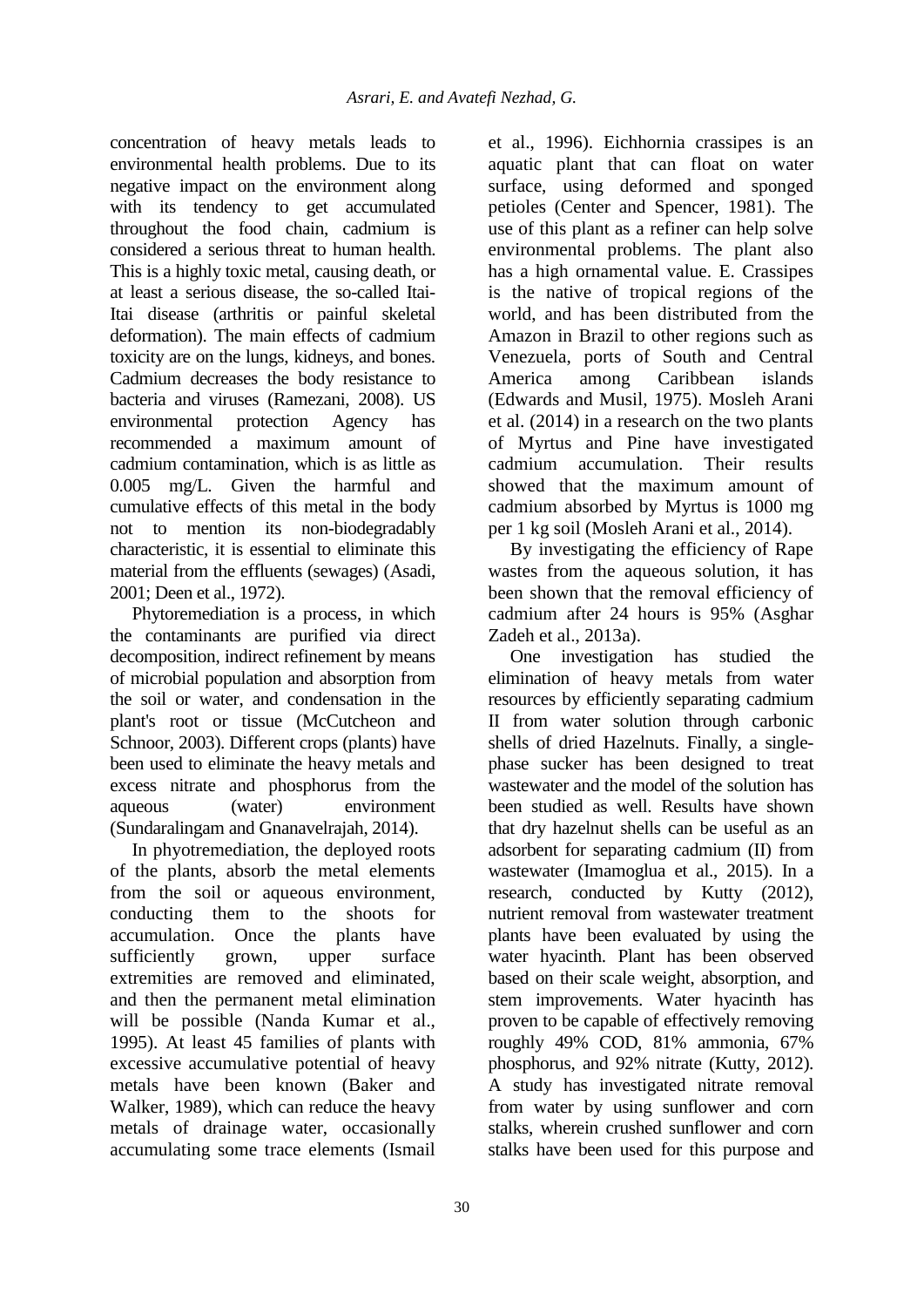concentration of heavy metals leads to environmental health problems. Due to its negative impact on the environment along with its tendency to get accumulated throughout the food chain, cadmium is considered a serious threat to human health. This is a highly toxic metal, causing death, or at least a serious disease, the so-called Itai-Itai disease (arthritis or painful skeletal deformation). The main effects of cadmium toxicity are on the lungs, kidneys, and bones. Cadmium decreases the body resistance to bacteria and viruses (Ramezani, 2008). US environmental protection Agency has recommended a maximum amount of cadmium contamination, which is as little as 0.005 mg/L. Given the harmful and cumulative effects of this metal in the body not to mention its non-biodegradably characteristic, it is essential to eliminate this material from the effluents (sewages) (Asadi, 2001; Deen et al., 1972).

Phytoremediation is a process, in which the contaminants are purified via direct decomposition, indirect refinement by means of microbial population and absorption from the soil or water, and condensation in the plant's root or tissue (McCutcheon and Schnoor, 2003). Different crops (plants) have been used to eliminate the heavy metals and excess nitrate and phosphorus from the aqueous (water) environment (Sundaralingam and Gnanavelrajah, 2014).

In phyotremediation, the deployed roots of the plants, absorb the metal elements from the soil or aqueous environment, conducting them to the shoots for accumulation. Once the plants have sufficiently grown, upper surface extremities are removed and eliminated, and then the permanent metal elimination will be possible (Nanda Kumar et al., 1995). At least 45 families of plants with excessive accumulative potential of heavy metals have been known (Baker and Walker, 1989), which can reduce the heavy metals of drainage water, occasionally accumulating some trace elements (Ismail et al., 1996). Eichhornia crassipes is an aquatic plant that can float on water surface, using deformed and sponged petioles (Center and Spencer, 1981). The use of this plant as a refiner can help solve environmental problems. The plant also has a high ornamental value. E. Crassipes is the native of tropical regions of the world, and has been distributed from the Amazon in Brazil to other regions such as Venezuela, ports of South and Central America among Caribbean islands (Edwards and Musil, 1975). Mosleh Arani et al. (2014) in a research on the two plants of Myrtus and Pine have investigated cadmium accumulation. Their results showed that the maximum amount of cadmium absorbed by Myrtus is 1000 mg per 1 kg soil (Mosleh Arani et al., 2014).

By investigating the efficiency of Rape wastes from the aqueous solution, it has been shown that the removal efficiency of cadmium after 24 hours is 95% (Asghar Zadeh et al., 2013a).

One investigation has studied the elimination of heavy metals from water resources by efficiently separating cadmium II from water solution through carbonic shells of dried Hazelnuts. Finally, a single-phase sucker has been designed to treat wastewater and the model of the solution has been studied as well. Results have shown that dry hazelnut shells can be useful as an adsorbent for separating cadmium (II) from wastewater (Imamoglua et al., 2015). In a research, conducted by Kutty (2012), nutrient removal from wastewater treatment plants have been evaluated by using the water hyacinth. Plant has been observed based on their scale weight, absorption, and stem improvements. Water hyacinth has proven to be capable of effectively removing roughly 49% COD, 81% ammonia, 67% phosphorus, and 92% nitrate (Kutty, 2012). A study has investigated nitrate removal from water by using sunflower and corn stalks, wherein crushed sunflower and corn stalks have been used for this purpose and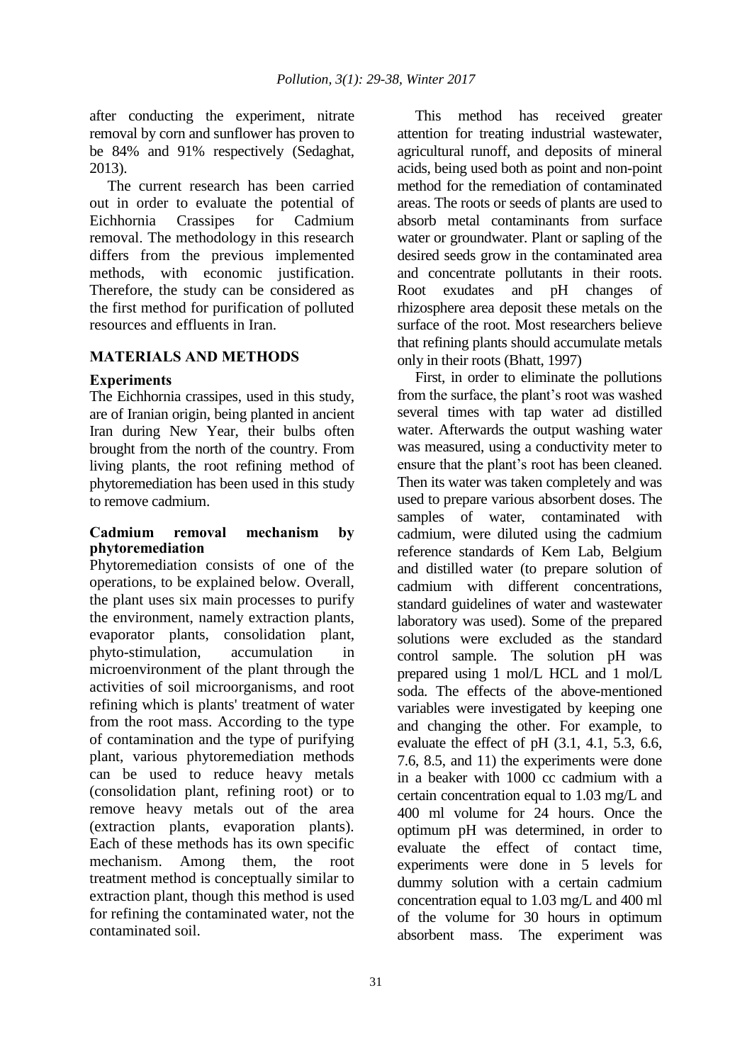after conducting the experiment, nitrate removal by corn and sunflower has proven to be 84% and 91% respectively (Sedaghat, 2013).

The current research has been carried out in order to evaluate the potential of Eichhornia Crassipes for Cadmium removal. The methodology in this research differs from the previous implemented methods, with economic justification. Therefore, the study can be considered as the first method for purification of polluted resources and effluents in Iran.

## MATERIALS AND METHODS

### Experiments

The Eichhornia crassipes, used in this study, are of Iranian origin, being planted in ancient Iran during New Year, their bulbs often brought from the north of the country. From living plants, the root refining method of phytoremediation has been used in this study to remove cadmium.

### Cadmium removal mechanism by phytoremediation

Phytoremediation consists of one of the operations, to be explained below. Overall, the plant uses six main processes to purify the environment, namely extraction plants, evaporator plants, consolidation plant, phyto-stimulation, accumulation in microenvironment of the plant through the activities of soil microorganisms, and root refining which is plants' treatment of water from the root mass. According to the type of contamination and the type of purifying plant, various phytoremediation methods can be used to reduce heavy metals (consolidation plant, refining root) or to remove heavy metals out of the area (extraction plants, evaporation plants). Each of these methods has its own specific mechanism. Among them, the root treatment method is conceptually similar to extraction plant, though this method is used for refining the contaminated water, not the contaminated soil.

This method has received greater attention for treating industrial wastewater, agricultural runoff, and deposits of mineral acids, being used both as point and non-point method for the remediation of contaminated areas. The roots or seeds of plants are used to absorb metal contaminants from surface water or groundwater. Plant or sapling of the desired seeds grow in the contaminated area and concentrate pollutants in their roots. Root exudates and pH changes of rhizosphere area deposit these metals on the surface of the root. Most researchers believe that refining plants should accumulate metals only in their roots (Bhatt, 1997)

First, in order to eliminate the pollutions from the surface, the plant's root was washed several times with tap water ad distilled water. Afterwards the output washing water was measured, using a conductivity meter to ensure that the plant's root has been cleaned. Then its water was taken completely and was used to prepare various absorbent doses. The samples of water, contaminated with cadmium, were diluted using the cadmium reference standards of Kem Lab, Belgium and distilled water (to prepare solution of cadmium with different concentrations, standard guidelines of water and wastewater laboratory was used). Some of the prepared solutions were excluded as the standard control sample. The solution pH was prepared using 1 mol/L HCL and 1 mol/L soda. The effects of the above-mentioned variables were investigated by keeping one and changing the other. For example, to evaluate the effect of pH (3.1, 4.1, 5.3, 6.6, 7.6, 8.5, and 11) the experiments were done in a beaker with 1000 cc cadmium with a certain concentration equal to 1.03 mg/L and 400 ml volume for 24 hours. Once the optimum pH was determined, in order to evaluate the effect of contact time, experiments were done in 5 levels for dummy solution with a certain cadmium concentration equal to 1.03 mg/L and 400 ml of the volume for 30 hours in optimum absorbent mass. The experiment was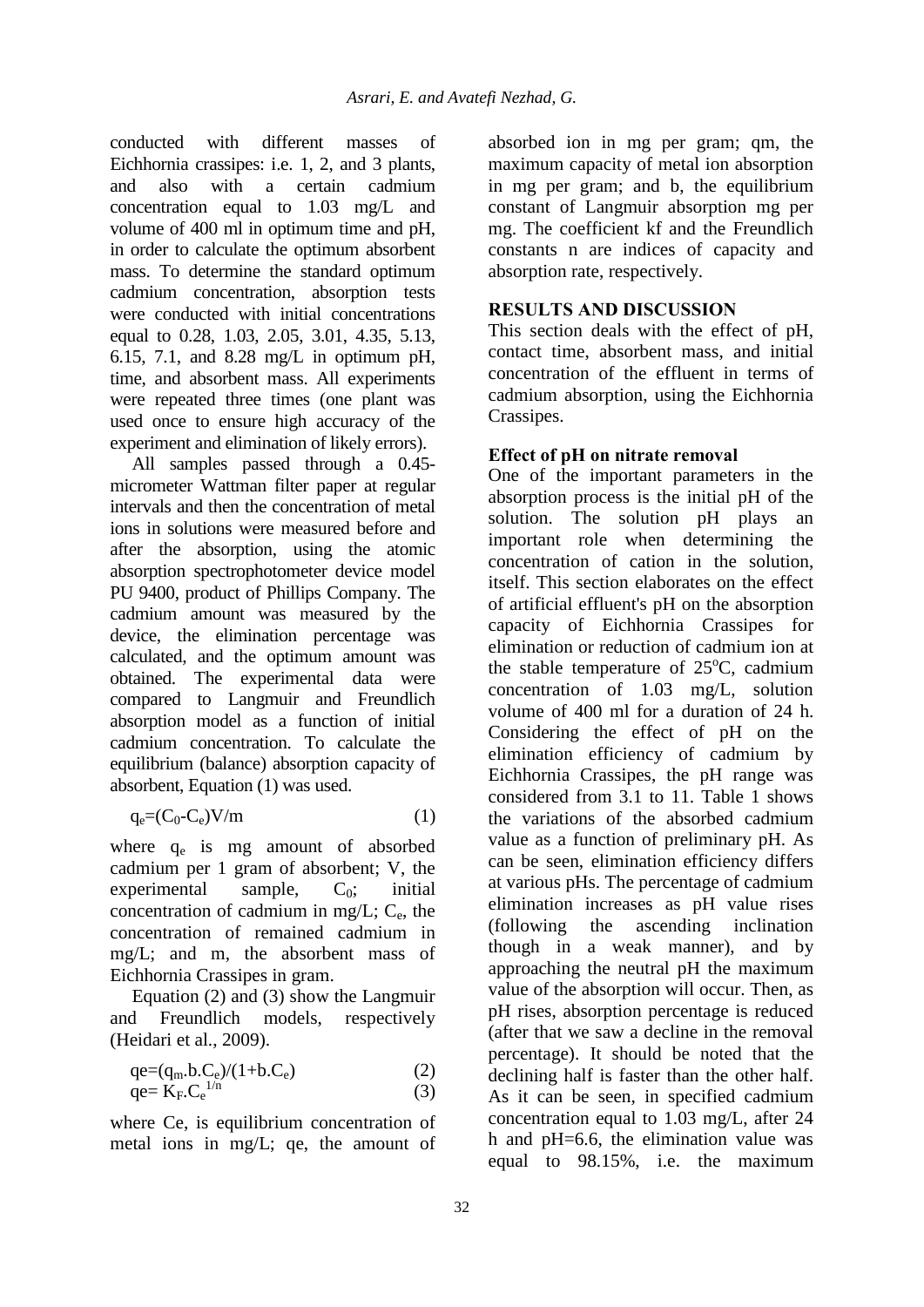conducted with different masses of Eichhornia crassipes: i.e. 1, 2, and 3 plants, and also with a certain cadmium concentration equal to 1.03 mg/L and volume of 400 ml in optimum time and pH, in order to calculate the optimum absorbent mass. To determine the standard optimum cadmium concentration, absorption tests were conducted with initial concentrations equal to 0.28, 1.03, 2.05, 3.01, 4.35, 5.13, 6.15, 7.1, and 8.28 mg/L in optimum pH, time, and absorbent mass. All experiments were repeated three times (one plant was used once to ensure high accuracy of the experiment and elimination of likely errors).

All samples passed through a 0.45-micrometer Wattman filter paper at regular intervals and then the concentration of metal ions in solutions were measured before and after the absorption, using the atomic absorption spectrophotometer device model PU 9400, product of Phillips Company. The cadmium amount was measured by the device, the elimination percentage was calculated, and the optimum amount was obtained. The experimental data were compared to Langmuir and Freundlich absorption model as a function of initial cadmium concentration. To calculate the equilibrium (balance) absorption capacity of absorbent, Equation (1) was used.

$$q_e=(C_0-C_e)V/m \quad (1)$$

where $q_e$ is mg amount of absorbed cadmium per 1 gram of absorbent; V, the experimental sample, $C_0$; initial concentration of cadmium in mg/L; $C_e$, the concentration of remained cadmium in mg/L; and m, the absorbent mass of Eichhornia Crassipes in gram.

Equation (2) and (3) show the Langmuir and Freundlich models, respectively (Heidari et al., 2009).

$$qe=(q_m.b.C_e)/(1+b.C_e) \quad (2)$$

$$qe= K_F.C_e^{1/n} \quad (3)$$

where Ce, is equilibrium concentration of metal ions in mg/L; qe, the amount of absorbed ion in mg per gram; qm, the maximum capacity of metal ion absorption in mg per gram; and b, the equilibrium constant of Langmuir absorption mg per mg. The coefficient kf and the Freundlich constants n are indices of capacity and absorption rate, respectively.

## RESULTS AND DISCUSSION

This section deals with the effect of pH, contact time, absorbent mass, and initial concentration of the effluent in terms of cadmium absorption, using the Eichhornia Crassipes.

### Effect of pH on nitrate removal

One of the important parameters in the absorption process is the initial pH of the solution. The solution pH plays an important role when determining the concentration of cation in the solution, itself. This section elaborates on the effect of artificial effluent's pH on the absorption capacity of Eichhornia Crassipes for elimination or reduction of cadmium ion at the stable temperature of 25$^o$C, cadmium concentration of 1.03 mg/L, solution volume of 400 ml for a duration of 24 h. Considering the effect of pH on the elimination efficiency of cadmium by Eichhornia Crassipes, the pH range was considered from 3.1 to 11. Table 1 shows the variations of the absorbed cadmium value as a function of preliminary pH. As can be seen, elimination efficiency differs at various pHs. The percentage of cadmium elimination increases as pH value rises (following the ascending inclination though in a weak manner), and by approaching the neutral pH the maximum value of the absorption will occur. Then, as pH rises, absorption percentage is reduced (after that we saw a decline in the removal percentage). It should be noted that the declining half is faster than the other half. As it can be seen, in specified cadmium concentration equal to 1.03 mg/L, after 24 h and pH=6.6, the elimination value was equal to 98.15%, i.e. the maximum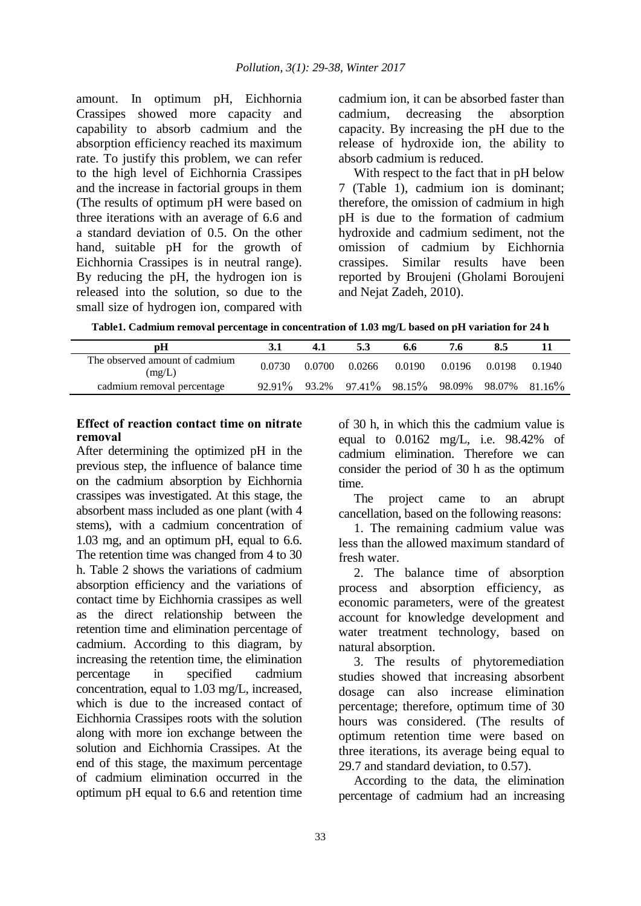amount. In optimum pH, Eichhornia Crassipes showed more capacity and capability to absorb cadmium and the absorption efficiency reached its maximum rate. To justify this problem, we can refer to the high level of Eichhornia Crassipes and the increase in factorial groups in them (The results of optimum pH were based on three iterations with an average of 6.6 and a standard deviation of 0.5. On the other hand, suitable pH for the growth of Eichhornia Crassipes is in neutral range). By reducing the pH, the hydrogen ion is released into the solution, so due to the small size of hydrogen ion, compared with cadmium ion, it can be absorbed faster than cadmium, decreasing the absorption capacity. By increasing the pH due to the release of hydroxide ion, the ability to absorb cadmium is reduced.

With respect to the fact that in pH below 7 (Table 1), cadmium ion is dominant; therefore, the omission of cadmium in high pH is due to the formation of cadmium hydroxide and cadmium sediment, not the omission of cadmium by Eichhornia crassipes. Similar results have been reported by Broujeni (Gholami Boroujeni and Nejat Zadeh, 2010).

**Table1. Cadmium removal percentage in concentration of 1.03 mg/L based on pH variation for 24 h**

| pH | 3.1 | 4.1 | 5.3 | 6.6 | 7.6 | 8.5 | 11 |
|---|---|---|---|---|---|---|---|
| The observed amount of cadmium (mg/L) | 0.0730 | 0.0700 | 0.0266 | 0.0190 | 0.0196 | 0.0198 | 0.1940 |
| cadmium removal percentage | 92.91% | 93.2% | 97.41% | 98.15% | 98.09% | 98.07% | 81.16% |

**Effect of reaction contact time on nitrate removal**

After determining the optimized pH in the previous step, the influence of balance time on the cadmium absorption by Eichhornia crassipes was investigated. At this stage, the absorbent mass included as one plant (with 4 stems), with a cadmium concentration of 1.03 mg, and an optimum pH, equal to 6.6. The retention time was changed from 4 to 30 h. Table 2 shows the variations of cadmium absorption efficiency and the variations of contact time by Eichhornia crassipes as well as the direct relationship between the retention time and elimination percentage of cadmium. According to this diagram, by increasing the retention time, the elimination percentage in specified cadmium concentration, equal to 1.03 mg/L, increased, which is due to the increased contact of Eichhornia Crassipes roots with the solution along with more ion exchange between the solution and Eichhornia Crassipes. At the end of this stage, the maximum percentage of cadmium elimination occurred in the optimum pH equal to 6.6 and retention time of 30 h, in which this the cadmium value is equal to 0.0162 mg/L, i.e. 98.42% of cadmium elimination. Therefore we can consider the period of 30 h as the optimum time.

The project came to an abrupt cancellation, based on the following reasons:

1. The remaining cadmium value was less than the allowed maximum standard of fresh water.
2. The balance time of absorption process and absorption efficiency, as economic parameters, were of the greatest account for knowledge development and water treatment technology, based on natural absorption.
3. The results of phytoremediation studies showed that increasing absorbent dosage can also increase elimination percentage; therefore, optimum time of 30 hours was considered. (The results of optimum retention time were based on three iterations, its average being equal to 29.7 and standard deviation, to 0.57).

According to the data, the elimination percentage of cadmium had an increasing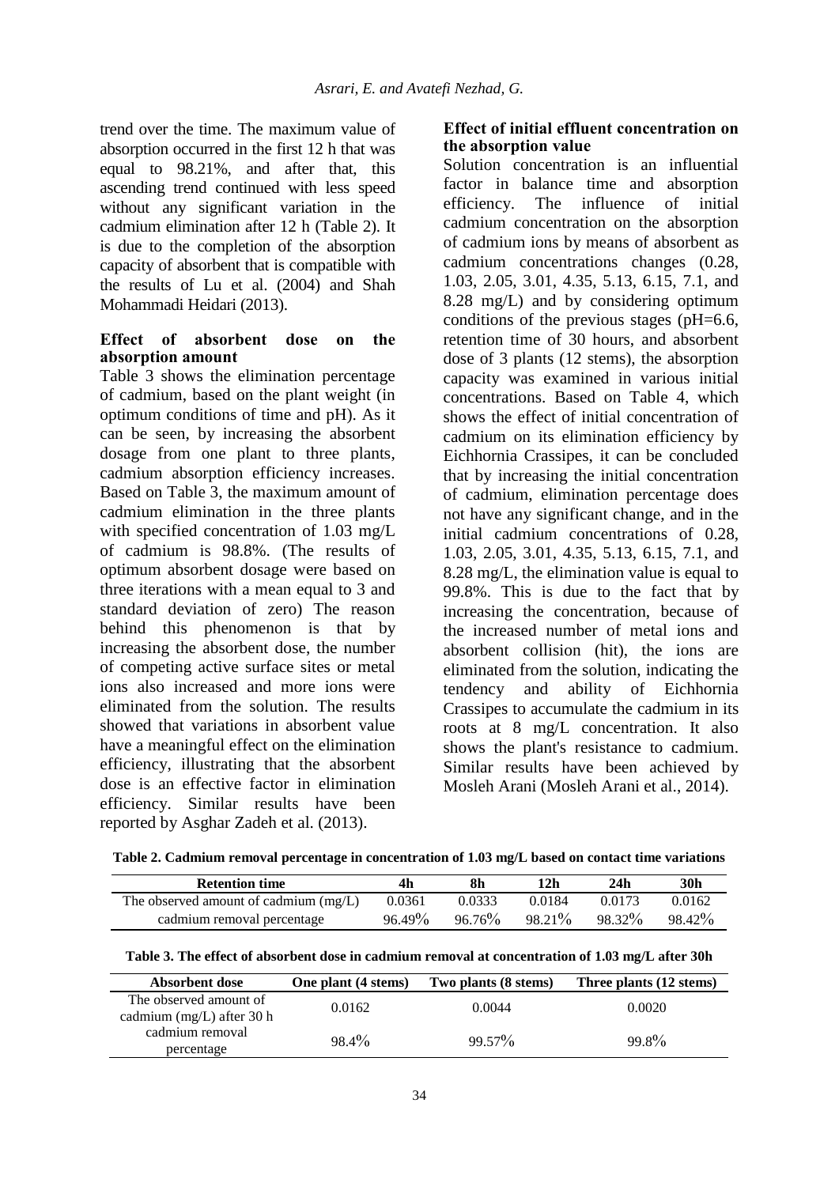trend over the time. The maximum value of absorption occurred in the first 12 h that was equal to 98.21%, and after that, this ascending trend continued with less speed without any significant variation in the cadmium elimination after 12 h (Table 2). It is due to the completion of the absorption capacity of absorbent that is compatible with the results of Lu et al. (2004) and Shah Mohammadi Heidari (2013).

**Effect of absorbent dose on the absorption amount**

Table 3 shows the elimination percentage of cadmium, based on the plant weight (in optimum conditions of time and pH). As it can be seen, by increasing the absorbent dosage from one plant to three plants, cadmium absorption efficiency increases. Based on Table 3, the maximum amount of cadmium elimination in the three plants with specified concentration of 1.03 mg/L of cadmium is 98.8%. (The results of optimum absorbent dosage were based on three iterations with a mean equal to 3 and standard deviation of zero) The reason behind this phenomenon is that by increasing the absorbent dose, the number of competing active surface sites or metal ions also increased and more ions were eliminated from the solution. The results showed that variations in absorbent value have a meaningful effect on the elimination efficiency, illustrating that the absorbent dose is an effective factor in elimination efficiency. Similar results have been reported by Asghar Zadeh et al. (2013).

**Effect of initial effluent concentration on the absorption value**

Solution concentration is an influential factor in balance time and absorption efficiency. The influence of initial cadmium concentration on the absorption of cadmium ions by means of absorbent as cadmium concentrations changes (0.28, 1.03, 2.05, 3.01, 4.35, 5.13, 6.15, 7.1, and 8.28 mg/L) and by considering optimum conditions of the previous stages (pH=6.6, retention time of 30 hours, and absorbent dose of 3 plants (12 stems), the absorption capacity was examined in various initial concentrations. Based on Table 4, which shows the effect of initial concentration of cadmium on its elimination efficiency by Eichhornia Crassipes, it can be concluded that by increasing the initial concentration of cadmium, elimination percentage does not have any significant change, and in the initial cadmium concentrations of 0.28, 1.03, 2.05, 3.01, 4.35, 5.13, 6.15, 7.1, and 8.28 mg/L, the elimination value is equal to 99.8%. This is due to the fact that by increasing the concentration, because of the increased number of metal ions and absorbent collision (hit), the ions are eliminated from the solution, indicating the tendency and ability of Eichhornia Crassipes to accumulate the cadmium in its roots at 8 mg/L concentration. It also shows the plant's resistance to cadmium. Similar results have been achieved by Mosleh Arani (Mosleh Arani et al., 2014).

**Table 2. Cadmium removal percentage in concentration of 1.03 mg/L based on contact time variations**

| Retention time | 4h | 8h | 12h | 24h | 30h |
|---|---|---|---|---|---|
| The observed amount of cadmium (mg/L) | 0.0361 | 0.0333 | 0.0184 | 0.0173 | 0.0162 |
| cadmium removal percentage | 96.49% | 96.76% | 98.21% | 98.32% | 98.42% |

**Table 3. The effect of absorbent dose in cadmium removal at concentration of 1.03 mg/L after 30h**

| Absorbent dose | One plant (4 stems) | Two plants (8 stems) | Three plants (12 stems) |
|---|---|---|---|
| The observed amount of cadmium (mg/L) after 30 h | 0.0162 | 0.0044 | 0.0020 |
| cadmium removal percentage | 98.4% | 99.57% | 99.8% |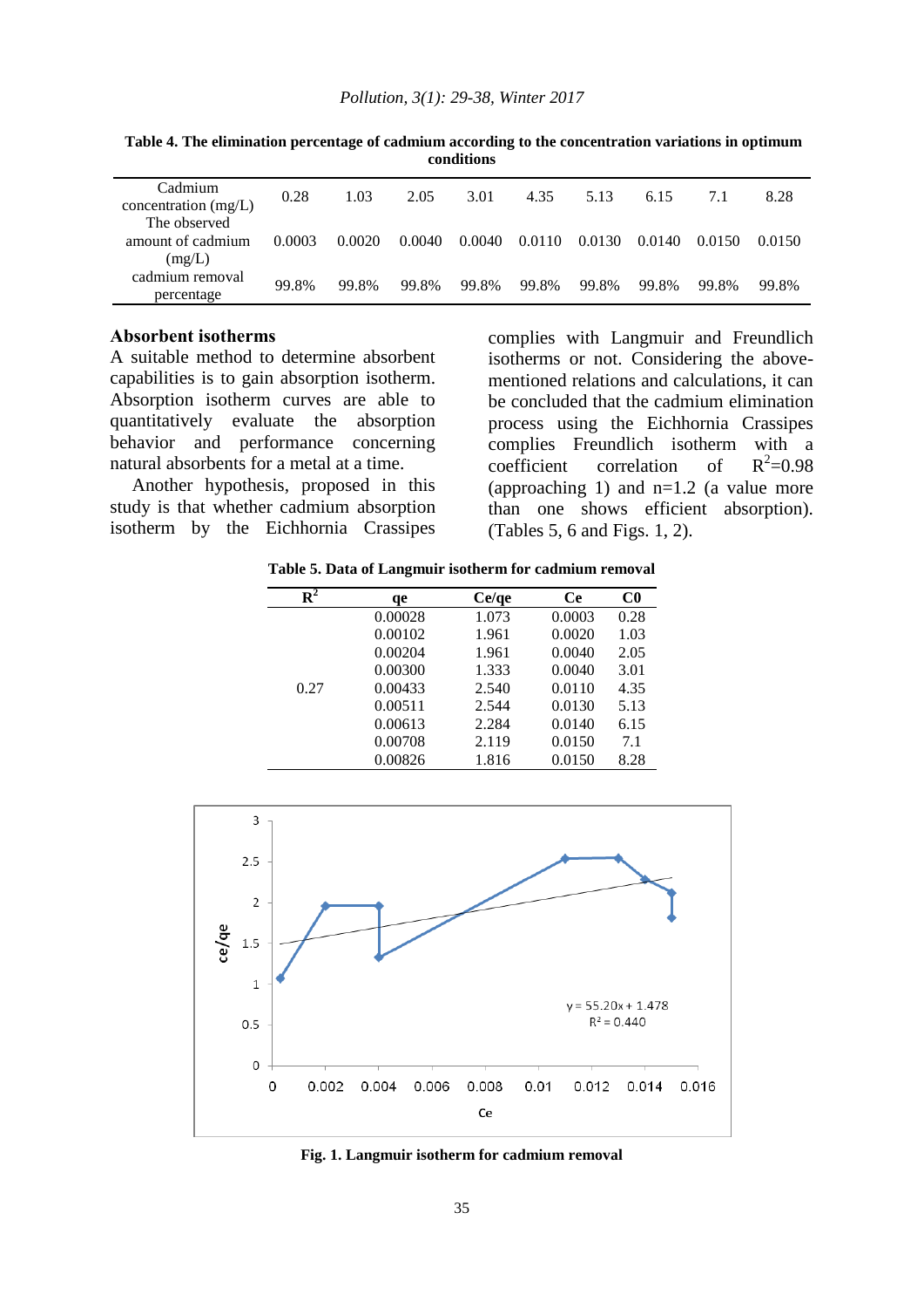**Table 4. The elimination percentage of cadmium according to the concentration variations in optimum conditions**

| Cadmium concentration (mg/L) | 0.28 | 1.03 | 2.05 | 3.01 | 4.35 | 5.13 | 6.15 | 7.1 | 8.28 |
|---|---|---|---|---|---|---|---|---|---|
| The observed amount of cadmium (mg/L) | 0.0003 | 0.0020 | 0.0040 | 0.0040 | 0.0110 | 0.0130 | 0.0140 | 0.0150 | 0.0150 |
| cadmium removal percentage | 99.8% | 99.8% | 99.8% | 99.8% | 99.8% | 99.8% | 99.8% | 99.8% | 99.8% |

### Absorbent isotherms

A suitable method to determine absorbent capabilities is to gain absorption isotherm. Absorption isotherm curves are able to quantitatively evaluate the absorption behavior and performance concerning natural absorbents for a metal at a time.

Another hypothesis, proposed in this study is that whether cadmium absorption isotherm by the Eichhornia Crassipes complies with Langmuir and Freundlich isotherms or not. Considering the above-mentioned relations and calculations, it can be concluded that the cadmium elimination process using the Eichhornia Crassipes complies Freundlich isotherm with a coefficient correlation of $R^2$=0.98 (approaching 1) and n=1.2 (a value more than one shows efficient absorption). (Tables 5, 6 and Figs. 1, 2).

**Table 5. Data of Langmuir isotherm for cadmium removal**

| $R^2$ | qe | Ce/qe | Ce | C0 |
|---|---|---|---|---|
| 0.27 | 0.00028 | 1.073 | 0.0003 | 0.28 |
| | 0.00102 | 1.961 | 0.0020 | 1.03 |
| | 0.00204 | 1.961 | 0.0040 | 2.05 |
| | 0.00300 | 1.333 | 0.0040 | 3.01 |
| | 0.00433 | 2.540 | 0.0110 | 4.35 |
| | 0.00511 | 2.544 | 0.0130 | 5.13 |
| | 0.00613 | 2.284 | 0.0140 | 6.15 |
| | 0.00708 | 2.119 | 0.0150 | 7.1 |
| | 0.00826 | 1.816 | 0.0150 | 8.28 |

**Fig. 1. Langmuir isotherm for cadmium removal**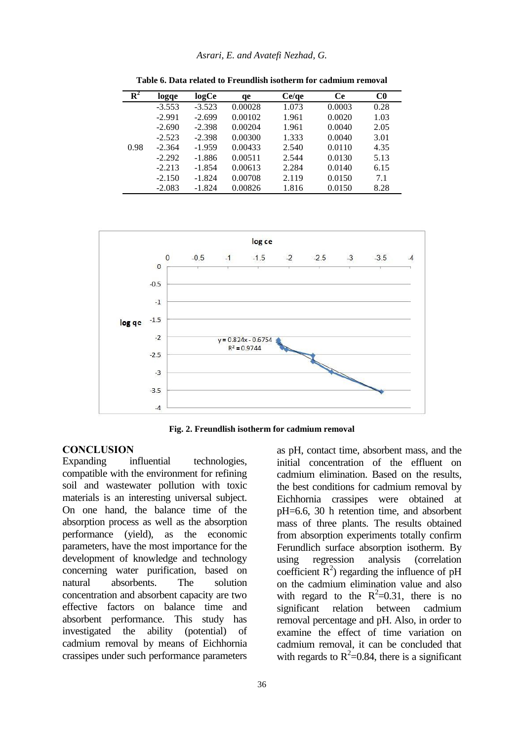**Table 6. Data related to Freundlish isotherm for cadmium removal**

| $R^2$ | logqe | logCe | qe | Ce/qe | Ce | C0 |
|---|---|---|---|---|---|---|
| 0.98 | -3.553 | -3.523 | 0.00028 | 1.073 | 0.0003 | 0.28 |
| | -2.991 | -2.699 | 0.00102 | 1.961 | 0.0020 | 1.03 |
| | -2.690 | -2.398 | 0.00204 | 1.961 | 0.0040 | 2.05 |
| | -2.523 | -2.398 | 0.00300 | 1.333 | 0.0040 | 3.01 |
| | -2.364 | -1.959 | 0.00433 | 2.540 | 0.0110 | 4.35 |
| | -2.292 | -1.886 | 0.00511 | 2.544 | 0.0130 | 5.13 |
| | -2.213 | -1.854 | 0.00613 | 2.284 | 0.0140 | 6.15 |
| | -2.150 | -1.824 | 0.00708 | 2.119 | 0.0150 | 7.1 |
| | -2.083 | -1.824 | 0.00826 | 1.816 | 0.0150 | 8.28 |

**Fig. 2. Freundlish isotherm for cadmium removal**

## CONCLUSION

Expanding influential technologies, compatible with the environment for refining soil and wastewater pollution with toxic materials is an interesting universal subject. On one hand, the balance time of the absorption process as well as the absorption performance (yield), as the economic parameters, have the most importance for the development of knowledge and technology concerning water purification, based on natural absorbents. The solution concentration and absorbent capacity are two effective factors on balance time and absorbent performance. This study has investigated the ability (potential) of cadmium removal by means of Eichhornia crassipes under such performance parameters as pH, contact time, absorbent mass, and the initial concentration of the effluent on cadmium elimination. Based on the results, the best conditions for cadmium removal by Eichhornia crassipes were obtained at pH=6.6, 30 h retention time, and absorbent mass of three plants. The results obtained from absorption experiments totally confirm Ferundlich surface absorption isotherm. By using regression analysis (correlation coefficient $R^2$) regarding the influence of pH on the cadmium elimination value and also with regard to the $R^2$=0.31, there is no significant relation between cadmium removal percentage and pH. Also, in order to examine the effect of time variation on cadmium removal, it can be concluded that with regards to $R^2$=0.84, there is a significant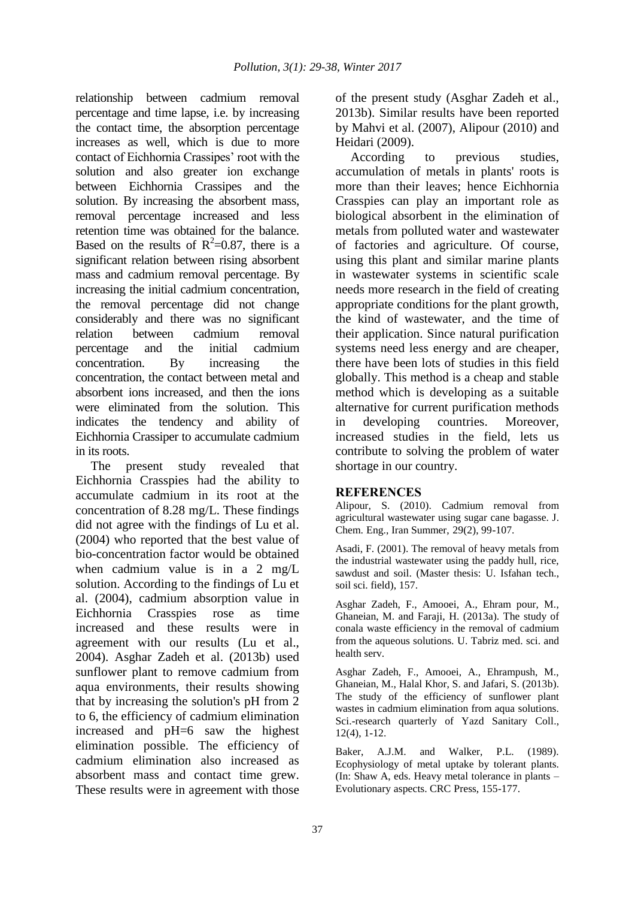relationship between cadmium removal percentage and time lapse, i.e. by increasing the contact time, the absorption percentage increases as well, which is due to more contact of Eichhornia Crassipes' root with the solution and also greater ion exchange between Eichhornia Crassipes and the solution. By increasing the absorbent mass, removal percentage increased and less retention time was obtained for the balance. Based on the results of $R^2$=0.87, there is a significant relation between rising absorbent mass and cadmium removal percentage. By increasing the initial cadmium concentration, the removal percentage did not change considerably and there was no significant relation between cadmium removal percentage and the initial cadmium concentration. By increasing the concentration, the contact between metal and absorbent ions increased, and then the ions were eliminated from the solution. This indicates the tendency and ability of Eichhornia Crassiper to accumulate cadmium in its roots.

The present study revealed that Eichhornia Crasspies had the ability to accumulate cadmium in its root at the concentration of 8.28 mg/L. These findings did not agree with the findings of Lu et al. (2004) who reported that the best value of bio-concentration factor would be obtained when cadmium value is in a 2 mg/L solution. According to the findings of Lu et al. (2004), cadmium absorption value in Eichhornia Crasspies rose as time increased and these results were in agreement with our results (Lu et al., 2004). Asghar Zadeh et al. (2013b) used sunflower plant to remove cadmium from aqua environments, their results showing that by increasing the solution's pH from 2 to 6, the efficiency of cadmium elimination increased and pH=6 saw the highest elimination possible. The efficiency of cadmium elimination also increased as absorbent mass and contact time grew. These results were in agreement with those of the present study (Asghar Zadeh et al., 2013b). Similar results have been reported by Mahvi et al. (2007), Alipour (2010) and Heidari (2009).

According to previous studies, accumulation of metals in plants' roots is more than their leaves; hence Eichhornia Crasspies can play an important role as biological absorbent in the elimination of metals from polluted water and wastewater of factories and agriculture. Of course, using this plant and similar marine plants in wastewater systems in scientific scale needs more research in the field of creating appropriate conditions for the plant growth, the kind of wastewater, and the time of their application. Since natural purification systems need less energy and are cheaper, there have been lots of studies in this field globally. This method is a cheap and stable method which is developing as a suitable alternative for current purification methods in developing countries. Moreover, increased studies in the field, lets us contribute to solving the problem of water shortage in our country.

## REFERENCES

Alipour, S. (2010). Cadmium removal from agricultural wastewater using sugar cane bagasse. J. Chem. Eng., Iran Summer, 29(2), 99-107.

Asadi, F. (2001). The removal of heavy metals from the industrial wastewater using the paddy hull, rice, sawdust and soil. (Master thesis: U. Isfahan tech., soil sci. field), 157.

Asghar Zadeh, F., Amooei, A., Ehram pour, M., Ghaneian, M. and Faraji, H. (2013a). The study of conala waste efficiency in the removal of cadmium from the aqueous solutions. U. Tabriz med. sci. and health serv.

Asghar Zadeh, F., Amooei, A., Ehrampush, M., Ghaneian, M., Halal Khor, S. and Jafari, S. (2013b). The study of the efficiency of sunflower plant wastes in cadmium elimination from aqua solutions. Sci.-research quarterly of Yazd Sanitary Coll., 12(4), 1-12.

Baker, A.J.M. and Walker, P.L. (1989). Ecophysiology of metal uptake by tolerant plants. (In: Shaw A, eds. Heavy metal tolerance in plants – Evolutionary aspects. CRC Press, 155-177.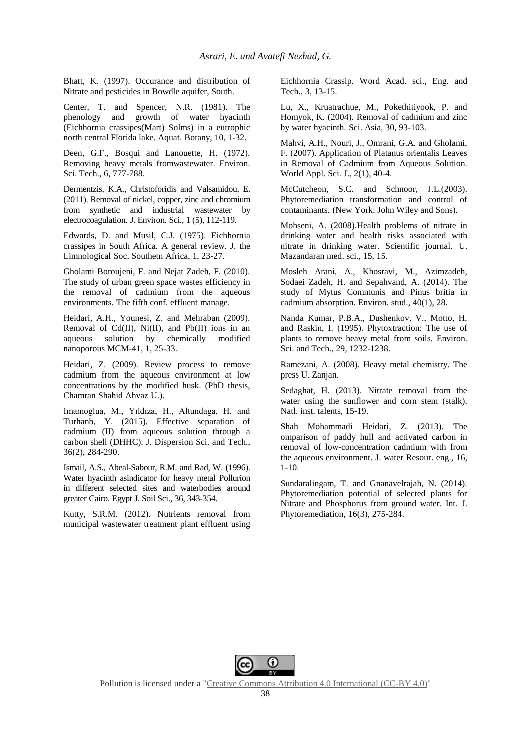Bhatt, K. (1997). Occurance and distribution of Nitrate and pesticides in Bowdle aquifer, South.

Center, T. and Spencer, N.R. (1981). The phenology and growth of water hyacinth (Eichhornia crassipes(Mart) Solms) in a eutrophic north central Florida lake. Aquat. Botany, 10, 1-32.

Deen, G.F., Bosqui and Lanouette, H. (1972). Removing heavy metals fromwastewater. Environ. Sci. Tech., 6, 777-788.

Dermentzis, K.A., Christoforidis and Valsamidou, E. (2011). Removal of nickel, copper, zinc and chromium from synthetic and industrial wastewater by electrocoagulation. J. Environ. Sci., 1 (5), 112-119.

Edwards, D. and Musil, C.J. (1975). Eichhornia crassipes in South Africa. A general review. J. the Limnological Soc. Southetn Africa, 1, 23-27.

Gholami Boroujeni, F. and Nejat Zadeh, F. (2010). The study of urban green space wastes efficiency in the removal of cadmium from the aqueous environments. The fifth conf. effluent manage.

Heidari, A.H., Younesi, Z. and Mehraban (2009). Removal of Cd(II), Ni(II), and Pb(II) ions in an aqueous solution by chemically modified nanoporous MCM-41, 1, 25-33.

Heidari, Z. (2009). Review process to remove cadmium from the aqueous environment at low concentrations by the modified husk. (PhD thesis, Chamran Shahid Ahvaz U.).

Imamoglua, M., Yıldıza, H., Altundaga, H. and Turhanb, Y. (2015). Effective separation of cadmium (II) from aqueous solution through a carbon shell (DHHC). J. Dispersion Sci. and Tech., 36(2), 284-290.

Ismail, A.S., Abeal-Sabour, R.M. and Rad, W. (1996). Water hyacinth asindicator for heavy metal Pollurion in different selected sites and waterbodies around greater Cairo. Egypt J. Soil Sci., 36, 343-354.

Kutty, S.R.M. (2012). Nutrients removal from municipal wastewater treatment plant effluent using Eichhornia Crassip. Word Acad. sci., Eng. and Tech., 3, 13-15.

Lu, X., Kruatrachue, M., Pokethitiyook, P. and Homyok, K. (2004). Removal of cadmium and zinc by water hyacinth. Sci. Asia, 30, 93-103.

Mahvi, A.H., Nouri, J., Omrani, G.A. and Gholami, F. (2007). Application of Platanus orientalis Leaves in Removal of Cadmium from Aqueous Solution. World Appl. Sci. J., 2(1), 40-4.

McCutcheon, S.C. and Schnoor, J.L.(2003). Phytoremediation transformation and control of contaminants. (New York: John Wiley and Sons).

Mohseni, A. (2008).Health problems of nitrate in drinking water and health risks associated with nitrate in drinking water. Scientific journal. U. Mazandaran med. sci., 15, 15.

Mosleh Arani, A., Khosravi, M., Azimzadeh, Sodaei Zadeh, H. and Sepahvand, A. (2014). The study of Mytus Communis and Pinus britia in cadmium absorption. Environ. stud., 40(1), 28.

Nanda Kumar, P.B.A., Dushenkov, V., Motto, H. and Raskin, I. (1995). Phytoxtraction: The use of plants to remove heavy metal from soils. Environ. Sci. and Tech., 29, 1232-1238.

Ramezani, A. (2008). Heavy metal chemistry. The press U. Zanjan.

Sedaghat, H. (2013). Nitrate removal from the water using the sunflower and corn stem (stalk). Natl. inst. talents, 15-19.

Shah Mohammadi Heidari, Z. (2013). The omparison of paddy hull and activated carbon in removal of low-concentration cadmium with from the aqueous environment. J. water Resour. eng., 16, 1-10.

Sundaralingam, T. and Gnanavelrajah, N. (2014). Phytoremediation potential of selected plants for Nitrate and Phosphorus from ground water. Int. J. Phytoremediation, 16(3), 275-284.

Pollution is licensed under a "Creative Commons Attribution 4.0 International (CC-BY 4.0)"